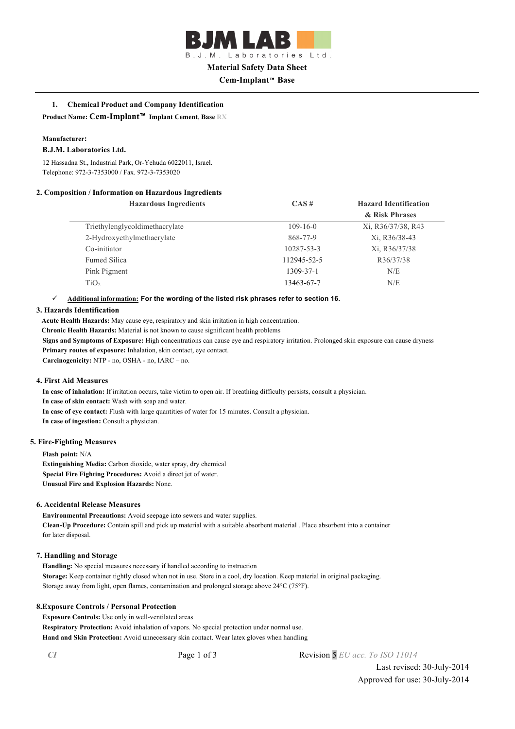BJM LAB

B.J.M. Laboratories Ltd.

**Material Safety Data Sheet**

**Cem-Implant™ Base**

### 1. Chemical Product and Company Identification

**Product Name: Cem-Implant™ Implant Cement, Base RX**

**Manufacturer:**

**B.J.M. Laboratories Ltd.**

12 Hassadna St., Industrial Park, Or-Yehuda 6022011, Israel.
Telephone: 972-3-7353000 / Fax. 972-3-7353020

### 2. Composition / Information on Hazardous Ingredients

| Hazardous Ingredients | CAS # | Hazard Identification & Risk Phrases |
|---|---|---|
| Triethylenglycoldimethacrylate | 109-16-0 | Xi, R36/37/38, R43 |
| 2-Hydroxyethylmethacrylate | 868-77-9 | Xi, R36/38-43 |
| Co-initiator | 10287-53-3 | Xi, R36/37/38 |
| Fumed Silica | 112945-52-5 | R36/37/38 |
| Pink Pigment | 1309-37-1 | N/E |
| $TiO_2$ | 13463-67-7 | N/E |

- ✓ **Additional information: For the wording of the listed risk phrases refer to section 16.**

### 3. Hazards Identification

**Acute Health Hazards:** May cause eye, respiratory and skin irritation in high concentration.
**Chronic Health Hazards:** Material is not known to cause significant health problems
**Signs and Symptoms of Exposure:** High concentrations can cause eye and respiratory irritation. Prolonged skin exposure can cause dryness
**Primary routes of exposure:** Inhalation, skin contact, eye contact.
**Carcinogenicity:** NTP - no, OSHA - no, IARC – no.

### 4. First Aid Measures

**In case of inhalation:** If irritation occurs, take victim to open air. If breathing difficulty persists, consult a physician.
**In case of skin contact:** Wash with soap and water.
**In case of eye contact:** Flush with large quantities of water for 15 minutes. Consult a physician.
**In case of ingestion:** Consult a physician.

### 5. Fire-Fighting Measures

**Flash point:** N/A
**Extinguishing Media:** Carbon dioxide, water spray, dry chemical
**Special Fire Fighting Procedures:** Avoid a direct jet of water.
**Unusual Fire and Explosion Hazards:** None.

### 6. Accidental Release Measures

**Environmental Precautions:** Avoid seepage into sewers and water supplies.
**Clean-Up Procedure:** Contain spill and pick up material with a suitable absorbent material . Place absorbent into a container for later disposal.

### 7. Handling and Storage

**Handling:** No special measures necessary if handled according to instruction
**Storage:** Keep container tightly closed when not in use. Store in a cool, dry location. Keep material in original packaging. Storage away from light, open flames, contamination and prolonged storage above 24°C (75°F).

### 8. Exposure Controls / Personal Protection

**Exposure Controls:** Use only in well-ventilated areas
**Respiratory Protection:** Avoid inhalation of vapors. No special protection under normal use.
**Hand and Skin Protection:** Avoid unnecessary skin contact. Wear latex gloves when handling

*CI* Revision 5 *EU acc. To ISO 11014*
Last revised: 30-July-2014
Approved for use: 30-July-2014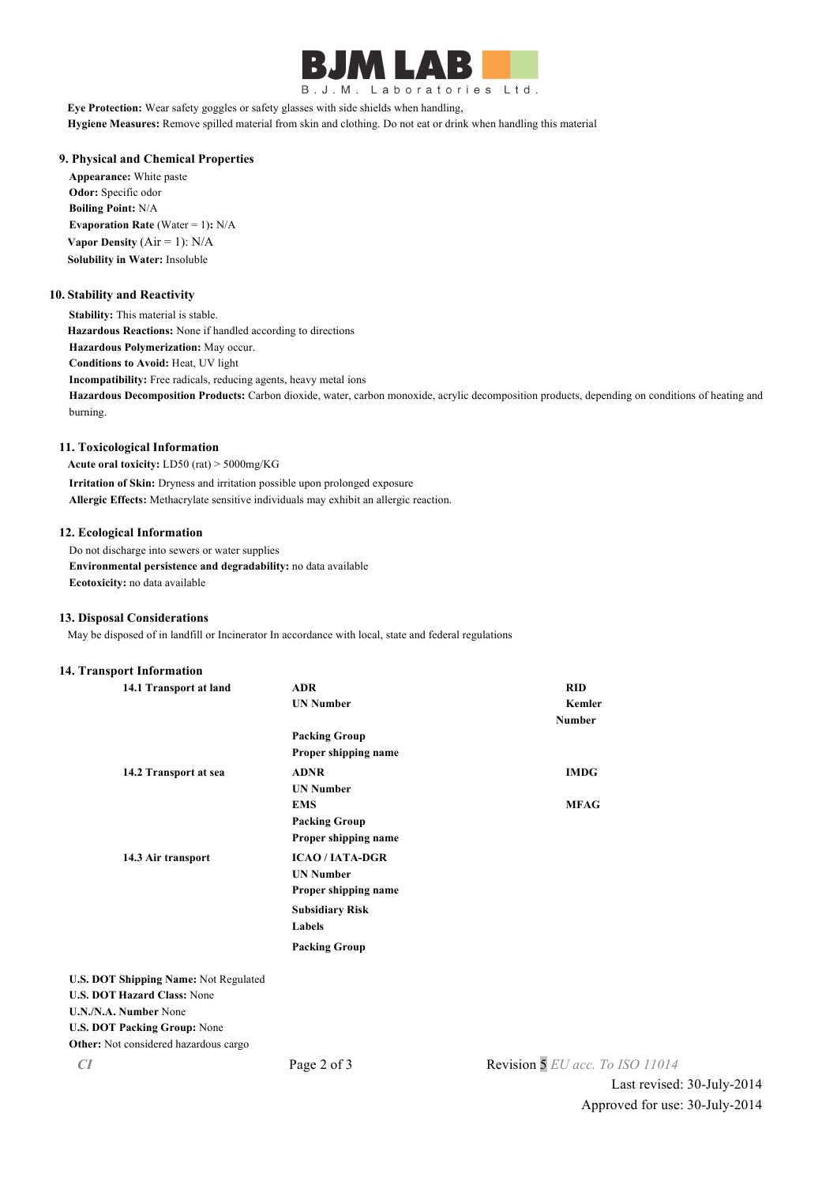**Eye Protection:** Wear safety goggles or safety glasses with side shields when handling,
**Hygiene Measures:** Remove spilled material from skin and clothing. Do not eat or drink when handling this material

### 9. Physical and Chemical Properties

**Appearance:** White paste
**Odor:** Specific odor
**Boiling Point:** N/A
**Evaporation Rate** (Water = 1)**:** N/A
**Vapor Density** (Air = 1): N/A
**Solubility in Water:** Insoluble

### 10. Stability and Reactivity

**Stability:** This material is stable.
**Hazardous Reactions:** None if handled according to directions
**Hazardous Polymerization:** May occur.
**Conditions to Avoid:** Heat, UV light
**Incompatibility:** Free radicals, reducing agents, heavy metal ions
**Hazardous Decomposition Products:** Carbon dioxide, water, carbon monoxide, acrylic decomposition products, depending on conditions of heating and burning.

### 11. Toxicological Information

**Acute oral toxicity:** LD50 (rat) > 5000mg/KG
**Irritation of Skin:** Dryness and irritation possible upon prolonged exposure
**Allergic Effects:** Methacrylate sensitive individuals may exhibit an allergic reaction.

### 12. Ecological Information

Do not discharge into sewers or water supplies
**Environmental persistence and degradability:** no data available
**Ecotoxicity:** no data available

### 13. Disposal Considerations

May be disposed of in landfill or Incinerator In accordance with local, state and federal regulations

### 14. Transport Information

| | | |
|---|---|---|
| **14.1 Transport at land** | **ADR** | **RID** |
| | **UN Number** | **Kemler Number** |
| | **Packing Group** | |
| | **Proper shipping name** | |
| **14.2 Transport at sea** | **ADNR** | **IMDG** |
| | **UN Number** | |
| | **EMS** | **MFAG** |
| | **Packing Group** | |
| | **Proper shipping name** | |
| **14.3 Air transport** | **ICAO / IATA-DGR** | |
| | **UN Number** | |
| | **Proper shipping name** | |
| | **Subsidiary Risk** | |
| | **Labels** | |
| | **Packing Group** | |

**U.S. DOT Shipping Name:** Not Regulated
**U.S. DOT Hazard Class:** None
**U.N./N.A. Number** None
**U.S. DOT Packing Group:** None
**Other:** Not considered hazardous cargo

*CI* Revision 5 *EU acc. To ISO 11014*
Last revised: 30-July-2014
Approved for use: 30-July-2014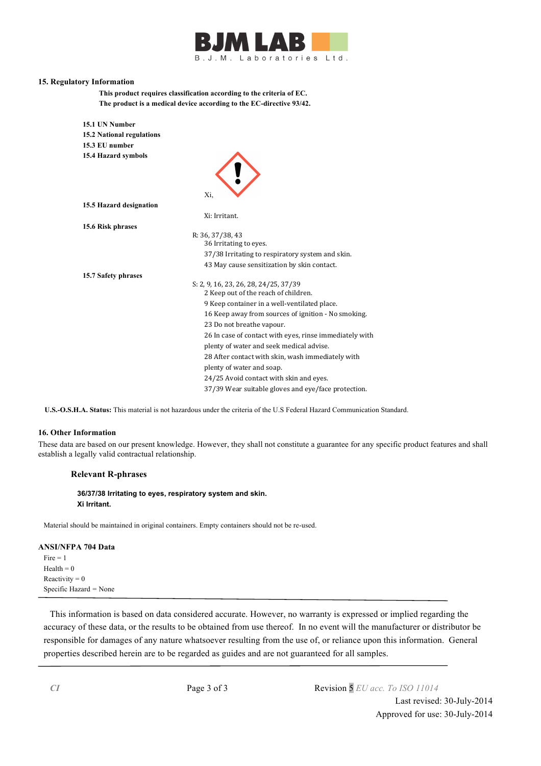## 15. Regulatory Information

**This product requires classification according to the criteria of EC.**
**The product is a medical device according to the EC-directive 93/42.**

**15.1 UN Number**

**15.2 National regulations**

**15.3 EU number**

**15.4 Hazard symbols**

Xi,

**15.5 Hazard designation**

Xi: Irritant.

**15.6 Risk phrases**

R: 36, 37/38, 43
- 36 Irritating to eyes.
- 37/38 Irritating to respiratory system and skin.
- 43 May cause sensitization by skin contact.

**15.7 Safety phrases**

S: 2, 9, 16, 23, 26, 28, 24/25, 37/39
- 2 Keep out of the reach of children.
- 9 Keep container in a well-ventilated place.
- 16 Keep away from sources of ignition - No smoking.
- 23 Do not breathe vapour.
- 26 In case of contact with eyes, rinse immediately with plenty of water and seek medical advise.
- 28 After contact with skin, wash immediately with plenty of water and soap.
- 24/25 Avoid contact with skin and eyes.
- 37/39 Wear suitable gloves and eye/face protection.

**U.S.-O.S.H.A. Status:** This material is not hazardous under the criteria of the U.S Federal Hazard Communication Standard.

## 16. Other Information

These data are based on our present knowledge. However, they shall not constitute a guarantee for any specific product features and shall establish a legally valid contractual relationship.

### Relevant R-phrases

**36/37/38 Irritating to eyes, respiratory system and skin.**
**Xi Irritant.**

Material should be maintained in original containers. Empty containers should not be re-used.

**ANSI/NFPA 704 Data**

Fire = 1
Health = 0
Reactivity = 0
Specific Hazard = None

---

This information is based on data considered accurate. However, no warranty is expressed or implied regarding the accuracy of these data, or the results to be obtained from use thereof. In no event will the manufacturer or distributor be responsible for damages of any nature whatsoever resulting from the use of, or reliance upon this information. General properties described herein are to be regarded as guides and are not guaranteed for all samples.

---

*CI*

Revision 5 *EU acc. To ISO 11014*
Last revised: 30-July-2014
Approved for use: 30-July-2014